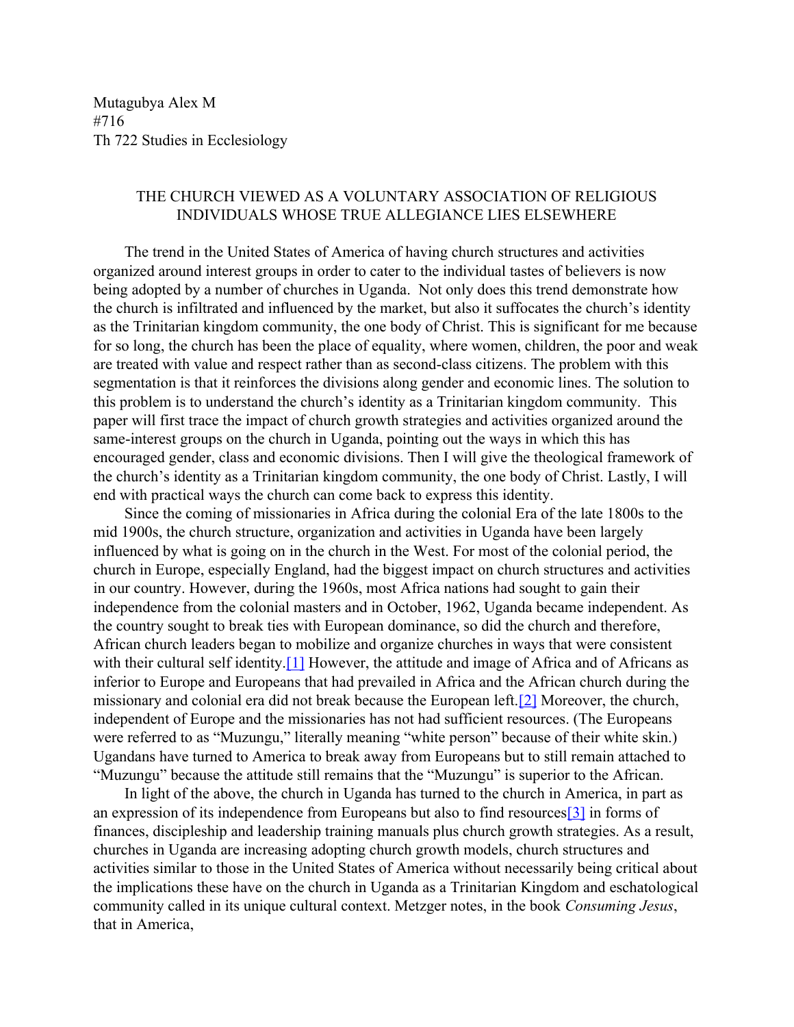Mutagubya Alex M
#716
Th 722 Studies in Ecclesiology

# THE CHURCH VIEWED AS A VOLUNTARY ASSOCIATION OF RELIGIOUS INDIVIDUALS WHOSE TRUE ALLEGIANCE LIES ELSEWHERE

The trend in the United States of America of having church structures and activities organized around interest groups in order to cater to the individual tastes of believers is now being adopted by a number of churches in Uganda. Not only does this trend demonstrate how the church is infiltrated and influenced by the market, but also it suffocates the church's identity as the Trinitarian kingdom community, the one body of Christ. This is significant for me because for so long, the church has been the place of equality, where women, children, the poor and weak are treated with value and respect rather than as second-class citizens. The problem with this segmentation is that it reinforces the divisions along gender and economic lines. The solution to this problem is to understand the church's identity as a Trinitarian kingdom community. This paper will first trace the impact of church growth strategies and activities organized around the same-interest groups on the church in Uganda, pointing out the ways in which this has encouraged gender, class and economic divisions. Then I will give the theological framework of the church's identity as a Trinitarian kingdom community, the one body of Christ. Lastly, I will end with practical ways the church can come back to express this identity.

Since the coming of missionaries in Africa during the colonial Era of the late 1800s to the mid 1900s, the church structure, organization and activities in Uganda have been largely influenced by what is going on in the church in the West. For most of the colonial period, the church in Europe, especially England, had the biggest impact on church structures and activities in our country. However, during the 1960s, most Africa nations had sought to gain their independence from the colonial masters and in October, 1962, Uganda became independent. As the country sought to break ties with European dominance, so did the church and therefore, African church leaders began to mobilize and organize churches in ways that were consistent with their cultural self identity.[1] However, the attitude and image of Africa and of Africans as inferior to Europe and Europeans that had prevailed in Africa and the African church during the missionary and colonial era did not break because the European left.[2] Moreover, the church, independent of Europe and the missionaries has not had sufficient resources. (The Europeans were referred to as "Muzungu," literally meaning "white person" because of their white skin.) Ugandans have turned to America to break away from Europeans but to still remain attached to "Muzungu" because the attitude still remains that the "Muzungu" is superior to the African.

In light of the above, the church in Uganda has turned to the church in America, in part as an expression of its independence from Europeans but also to find resources[3] in forms of finances, discipleship and leadership training manuals plus church growth strategies. As a result, churches in Uganda are increasing adopting church growth models, church structures and activities similar to those in the United States of America without necessarily being critical about the implications these have on the church in Uganda as a Trinitarian Kingdom and eschatological community called in its unique cultural context. Metzger notes, in the book *Consuming Jesus*, that in America,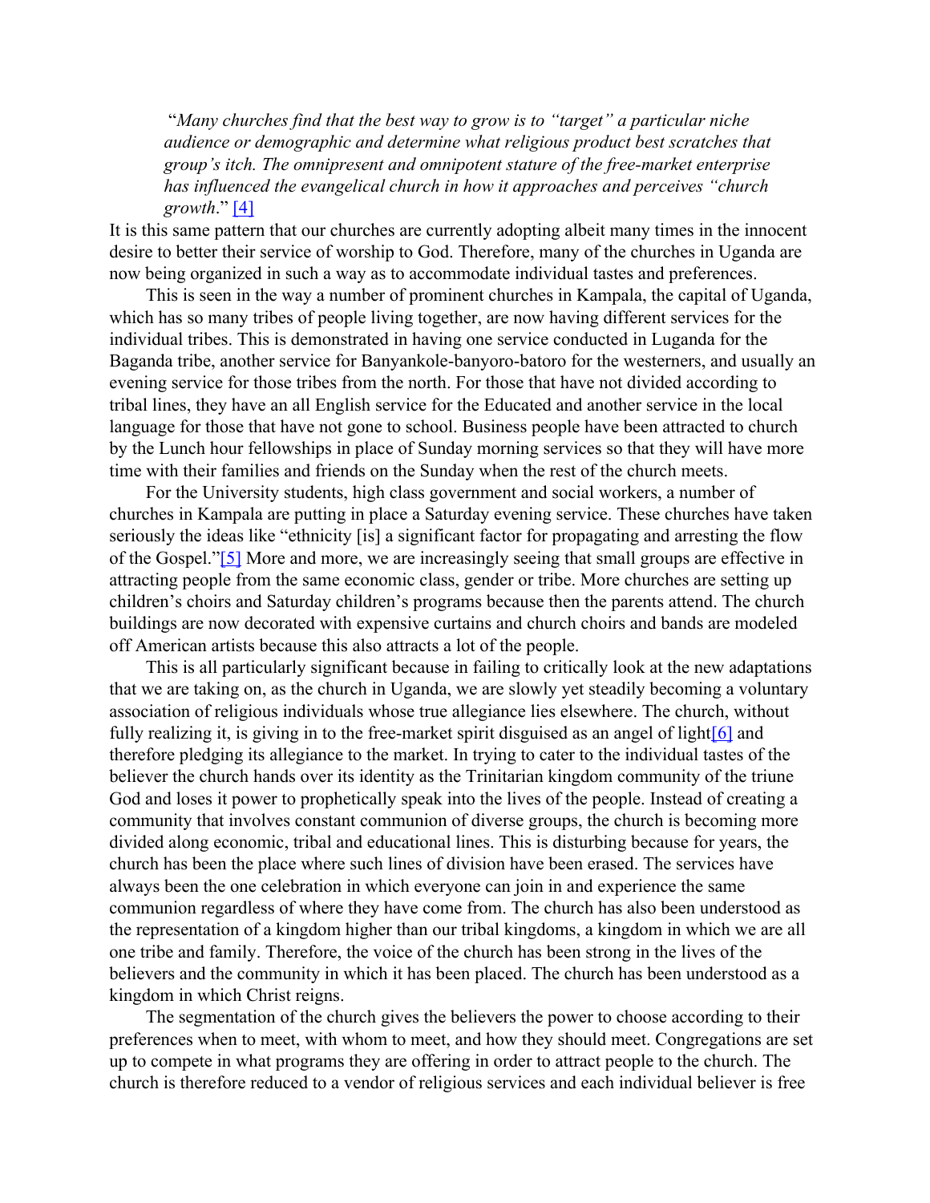> "*Many churches find that the best way to grow is to "target" a particular niche audience or demographic and determine what religious product best scratches that group's itch. The omnipresent and omnipotent stature of the free-market enterprise has influenced the evangelical church in how it approaches and perceives "church growth*." [4]

It is this same pattern that our churches are currently adopting albeit many times in the innocent desire to better their service of worship to God. Therefore, many of the churches in Uganda are now being organized in such a way as to accommodate individual tastes and preferences.

This is seen in the way a number of prominent churches in Kampala, the capital of Uganda, which has so many tribes of people living together, are now having different services for the individual tribes. This is demonstrated in having one service conducted in Luganda for the Baganda tribe, another service for Banyankole-banyoro-batoro for the westerners, and usually an evening service for those tribes from the north. For those that have not divided according to tribal lines, they have an all English service for the Educated and another service in the local language for those that have not gone to school. Business people have been attracted to church by the Lunch hour fellowships in place of Sunday morning services so that they will have more time with their families and friends on the Sunday when the rest of the church meets.

For the University students, high class government and social workers, a number of churches in Kampala are putting in place a Saturday evening service. These churches have taken seriously the ideas like "ethnicity [is] a significant factor for propagating and arresting the flow of the Gospel."[5] More and more, we are increasingly seeing that small groups are effective in attracting people from the same economic class, gender or tribe. More churches are setting up children's choirs and Saturday children's programs because then the parents attend. The church buildings are now decorated with expensive curtains and church choirs and bands are modeled off American artists because this also attracts a lot of the people.

This is all particularly significant because in failing to critically look at the new adaptations that we are taking on, as the church in Uganda, we are slowly yet steadily becoming a voluntary association of religious individuals whose true allegiance lies elsewhere. The church, without fully realizing it, is giving in to the free-market spirit disguised as an angel of light[6] and therefore pledging its allegiance to the market. In trying to cater to the individual tastes of the believer the church hands over its identity as the Trinitarian kingdom community of the triune God and loses it power to prophetically speak into the lives of the people. Instead of creating a community that involves constant communion of diverse groups, the church is becoming more divided along economic, tribal and educational lines. This is disturbing because for years, the church has been the place where such lines of division have been erased. The services have always been the one celebration in which everyone can join in and experience the same communion regardless of where they have come from. The church has also been understood as the representation of a kingdom higher than our tribal kingdoms, a kingdom in which we are all one tribe and family. Therefore, the voice of the church has been strong in the lives of the believers and the community in which it has been placed. The church has been understood as a kingdom in which Christ reigns.

The segmentation of the church gives the believers the power to choose according to their preferences when to meet, with whom to meet, and how they should meet. Congregations are set up to compete in what programs they are offering in order to attract people to the church. The church is therefore reduced to a vendor of religious services and each individual believer is free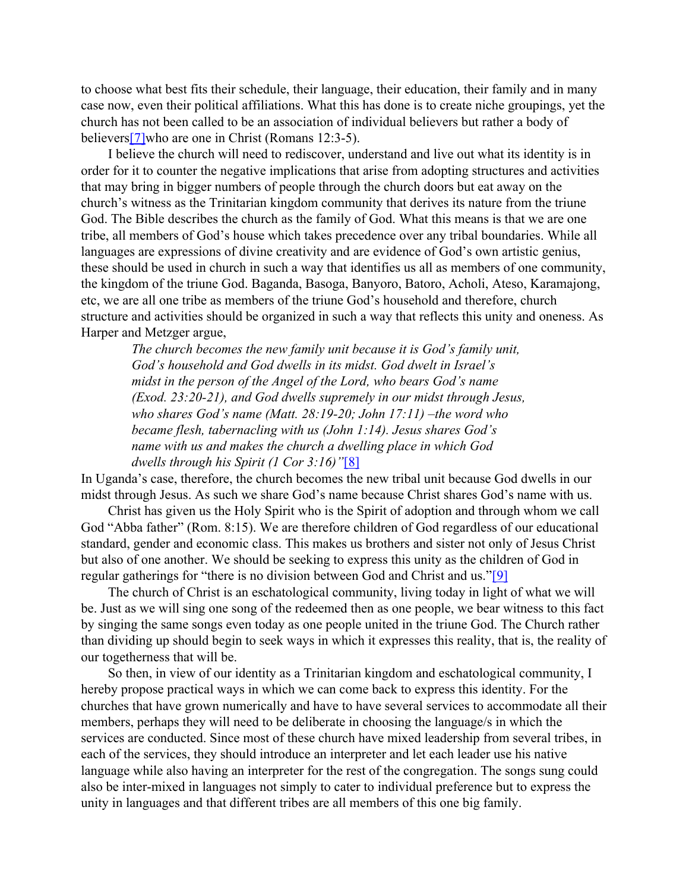to choose what best fits their schedule, their language, their education, their family and in many case now, even their political affiliations. What this has done is to create niche groupings, yet the church has not been called to be an association of individual believers but rather a body of believers[7]who are one in Christ (Romans 12:3-5).

I believe the church will need to rediscover, understand and live out what its identity is in order for it to counter the negative implications that arise from adopting structures and activities that may bring in bigger numbers of people through the church doors but eat away on the church's witness as the Trinitarian kingdom community that derives its nature from the triune God. The Bible describes the church as the family of God. What this means is that we are one tribe, all members of God's house which takes precedence over any tribal boundaries. While all languages are expressions of divine creativity and are evidence of God's own artistic genius, these should be used in church in such a way that identifies us all as members of one community, the kingdom of the triune God. Baganda, Basoga, Banyoro, Batoro, Acholi, Ateso, Karamajong, etc, we are all one tribe as members of the triune God's household and therefore, church structure and activities should be organized in such a way that reflects this unity and oneness. As Harper and Metzger argue,

> *The church becomes the new family unit because it is God's family unit, God's household and God dwells in its midst. God dwelt in Israel's midst in the person of the Angel of the Lord, who bears God's name (Exod. 23:20-21), and God dwells supremely in our midst through Jesus, who shares God's name (Matt. 28:19-20; John 17:11) –the word who became flesh, tabernacling with us (John 1:14). Jesus shares God's name with us and makes the church a dwelling place in which God dwells through his Spirit (1 Cor 3:16)"*[8]

In Uganda's case, therefore, the church becomes the new tribal unit because God dwells in our midst through Jesus. As such we share God's name because Christ shares God's name with us.

Christ has given us the Holy Spirit who is the Spirit of adoption and through whom we call God "Abba father" (Rom. 8:15). We are therefore children of God regardless of our educational standard, gender and economic class. This makes us brothers and sister not only of Jesus Christ but also of one another. We should be seeking to express this unity as the children of God in regular gatherings for "there is no division between God and Christ and us."[9]

The church of Christ is an eschatological community, living today in light of what we will be. Just as we will sing one song of the redeemed then as one people, we bear witness to this fact by singing the same songs even today as one people united in the triune God. The Church rather than dividing up should begin to seek ways in which it expresses this reality, that is, the reality of our togetherness that will be.

So then, in view of our identity as a Trinitarian kingdom and eschatological community, I hereby propose practical ways in which we can come back to express this identity. For the churches that have grown numerically and have to have several services to accommodate all their members, perhaps they will need to be deliberate in choosing the language/s in which the services are conducted. Since most of these church have mixed leadership from several tribes, in each of the services, they should introduce an interpreter and let each leader use his native language while also having an interpreter for the rest of the congregation. The songs sung could also be inter-mixed in languages not simply to cater to individual preference but to express the unity in languages and that different tribes are all members of this one big family.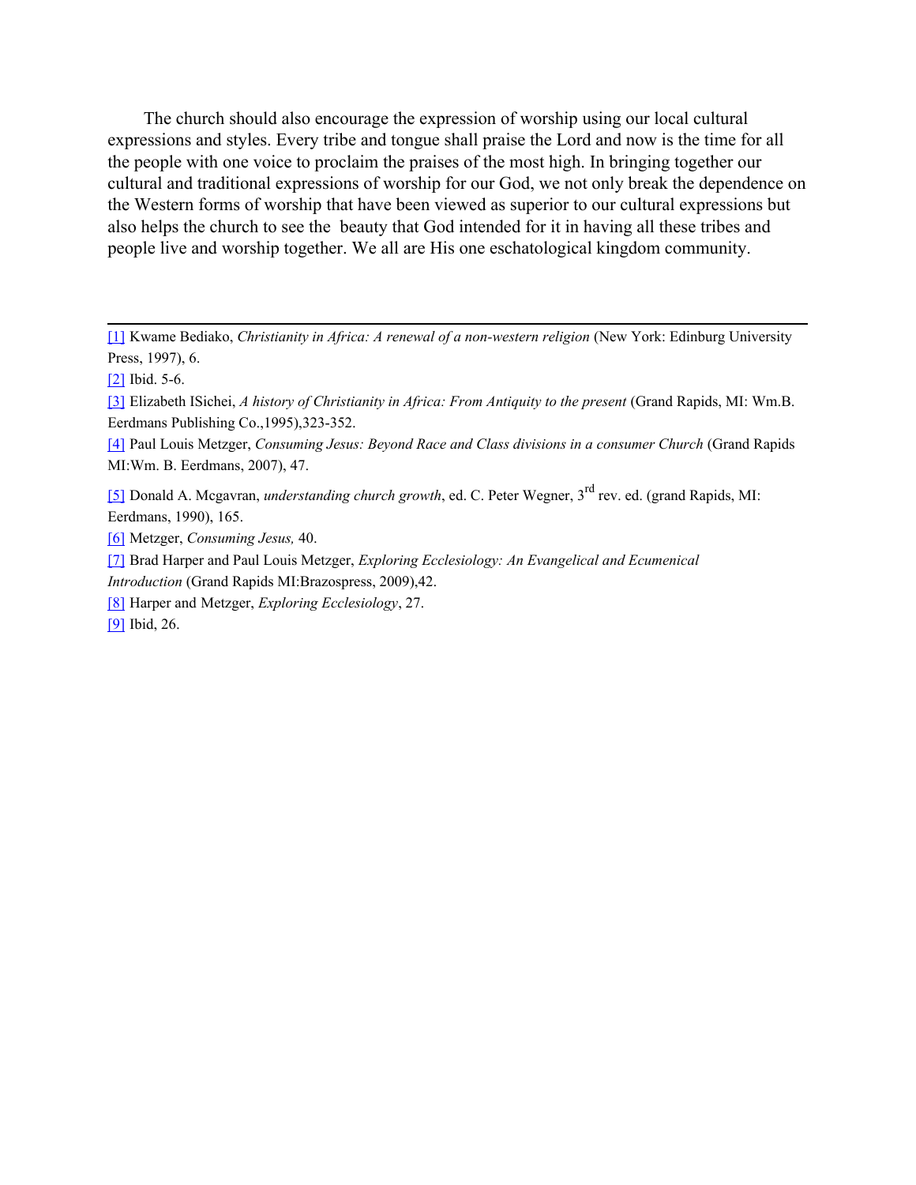The church should also encourage the expression of worship using our local cultural expressions and styles. Every tribe and tongue shall praise the Lord and now is the time for all the people with one voice to proclaim the praises of the most high. In bringing together our cultural and traditional expressions of worship for our God, we not only break the dependence on the Western forms of worship that have been viewed as superior to our cultural expressions but also helps the church to see the beauty that God intended for it in having all these tribes and people live and worship together. We all are His one eschatological kingdom community.

---

[1] Kwame Bediako, *Christianity in Africa: A renewal of a non-western religion* (New York: Edinburg University Press, 1997), 6.

[2] Ibid. 5-6.

[3] Elizabeth ISichei, *A history of Christianity in Africa: From Antiquity to the present* (Grand Rapids, MI: Wm.B. Eerdmans Publishing Co.,1995),323-352.

[4] Paul Louis Metzger, *Consuming Jesus: Beyond Race and Class divisions in a consumer Church* (Grand Rapids MI:Wm. B. Eerdmans, 2007), 47.

[5] Donald A. Mcgavran, *understanding church growth*, ed. C. Peter Wegner, 3rd rev. ed. (grand Rapids, MI: Eerdmans, 1990), 165.

[6] Metzger, *Consuming Jesus,* 40.

[7] Brad Harper and Paul Louis Metzger, *Exploring Ecclesiology: An Evangelical and Ecumenical Introduction* (Grand Rapids MI:Brazospress, 2009),42.

[8] Harper and Metzger, *Exploring Ecclesiology*, 27.

[9] Ibid, 26.